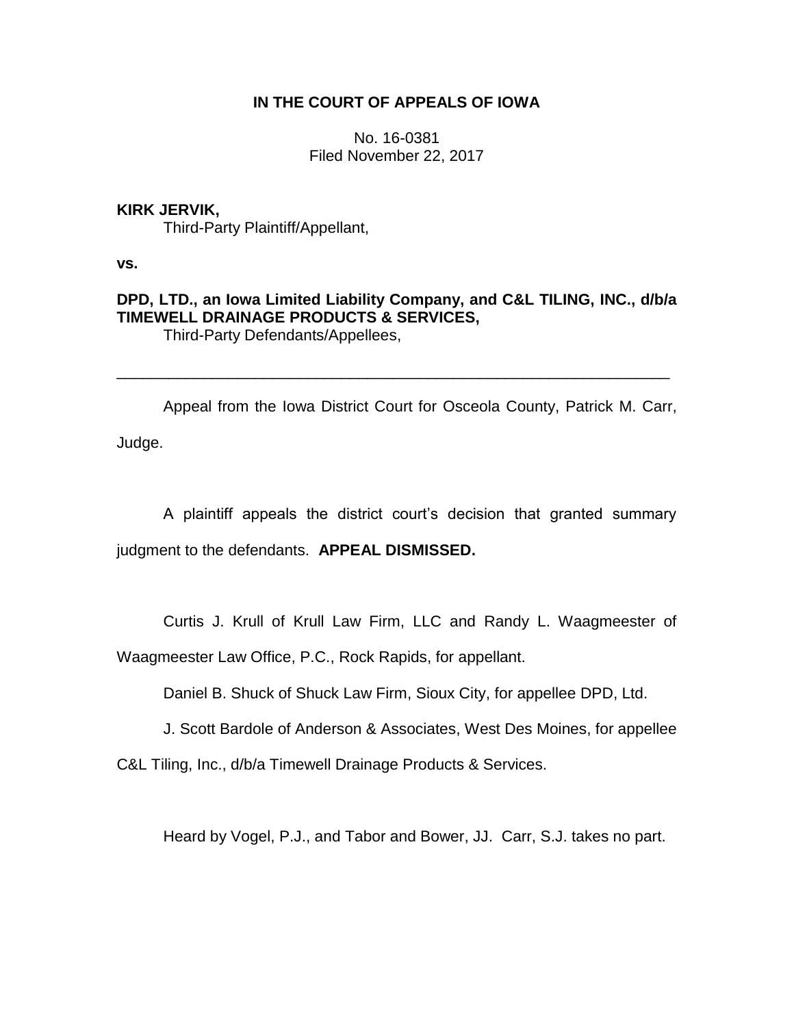**IN THE COURT OF APPEALS OF IOWA**

No. 16-0381
Filed November 22, 2017

**KIRK JERVIK,**
Third-Party Plaintiff/Appellant,

**vs.**

**DPD, LTD., an Iowa Limited Liability Company, and C&L TILING, INC., d/b/a TIMEWELL DRAINAGE PRODUCTS & SERVICES,**
Third-Party Defendants/Appellees,

---

Appeal from the Iowa District Court for Osceola County, Patrick M. Carr, Judge.

A plaintiff appeals the district court's decision that granted summary judgment to the defendants. **APPEAL DISMISSED.**

Curtis J. Krull of Krull Law Firm, LLC and Randy L. Waagmeester of Waagmeester Law Office, P.C., Rock Rapids, for appellant.

Daniel B. Shuck of Shuck Law Firm, Sioux City, for appellee DPD, Ltd.

J. Scott Bardole of Anderson & Associates, West Des Moines, for appellee C&L Tiling, Inc., d/b/a Timewell Drainage Products & Services.

Heard by Vogel, P.J., and Tabor and Bower, JJ. Carr, S.J. takes no part.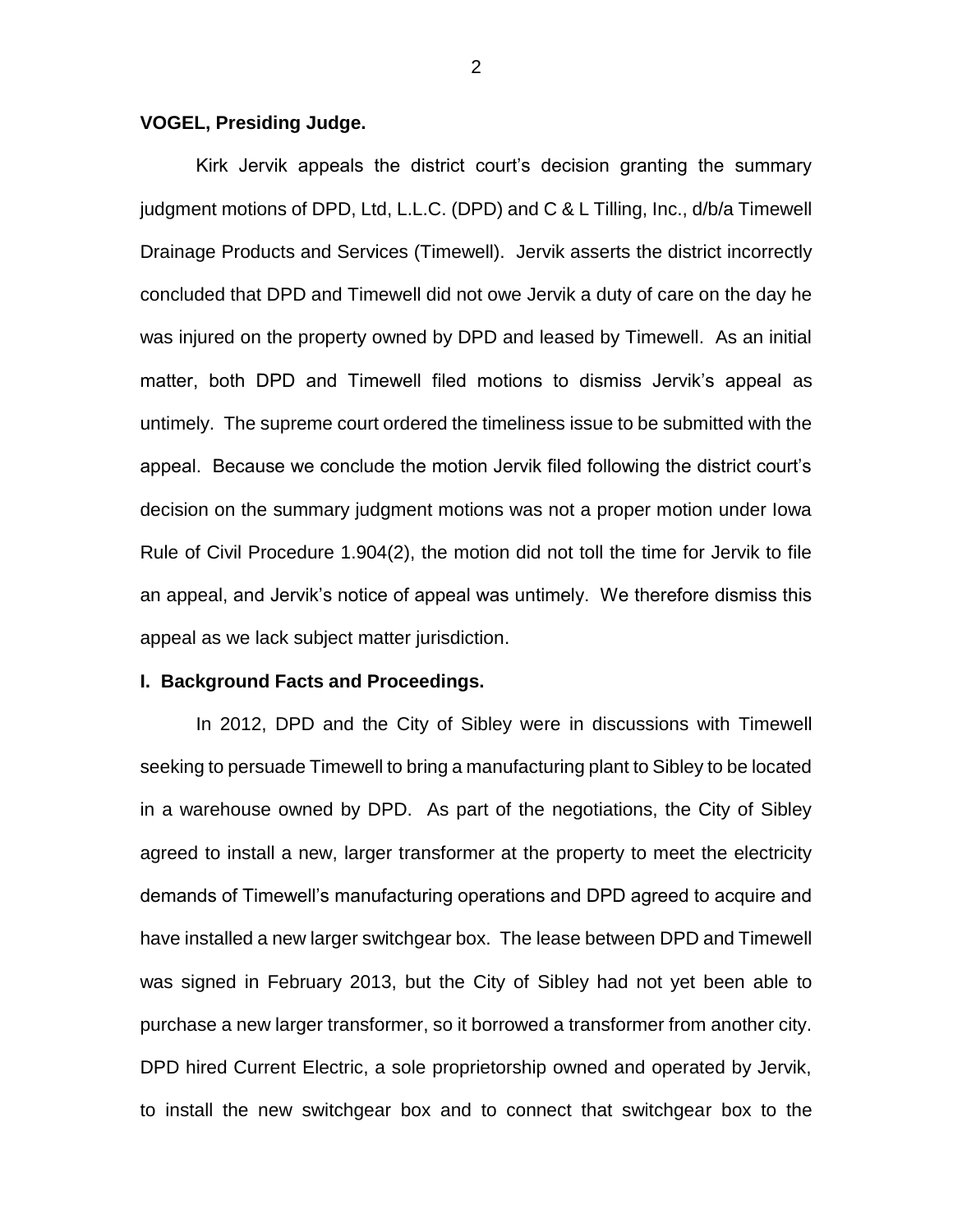**VOGEL, Presiding Judge.**

Kirk Jervik appeals the district court's decision granting the summary judgment motions of DPD, Ltd, L.L.C. (DPD) and C & L Tilling, Inc., d/b/a Timewell Drainage Products and Services (Timewell). Jervik asserts the district incorrectly concluded that DPD and Timewell did not owe Jervik a duty of care on the day he was injured on the property owned by DPD and leased by Timewell. As an initial matter, both DPD and Timewell filed motions to dismiss Jervik's appeal as untimely. The supreme court ordered the timeliness issue to be submitted with the appeal. Because we conclude the motion Jervik filed following the district court's decision on the summary judgment motions was not a proper motion under Iowa Rule of Civil Procedure 1.904(2), the motion did not toll the time for Jervik to file an appeal, and Jervik's notice of appeal was untimely. We therefore dismiss this appeal as we lack subject matter jurisdiction.

**I. Background Facts and Proceedings.**

In 2012, DPD and the City of Sibley were in discussions with Timewell seeking to persuade Timewell to bring a manufacturing plant to Sibley to be located in a warehouse owned by DPD. As part of the negotiations, the City of Sibley agreed to install a new, larger transformer at the property to meet the electricity demands of Timewell's manufacturing operations and DPD agreed to acquire and have installed a new larger switchgear box. The lease between DPD and Timewell was signed in February 2013, but the City of Sibley had not yet been able to purchase a new larger transformer, so it borrowed a transformer from another city. DPD hired Current Electric, a sole proprietorship owned and operated by Jervik, to install the new switchgear box and to connect that switchgear box to the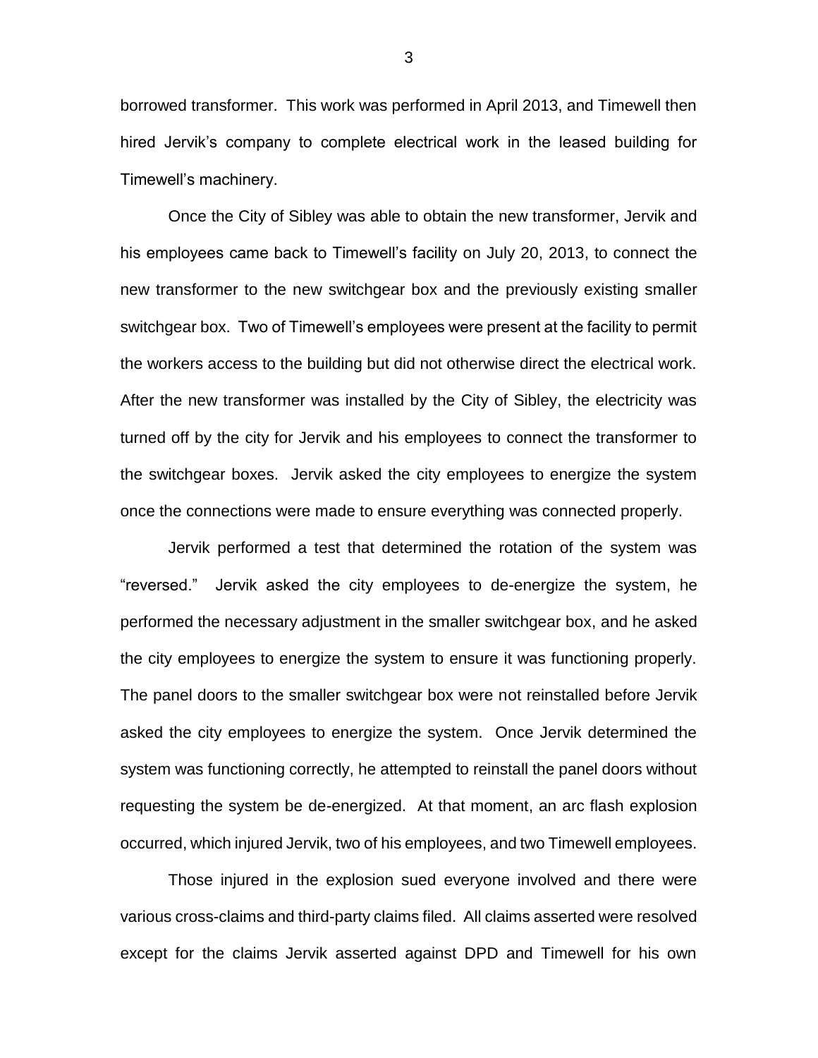borrowed transformer. This work was performed in April 2013, and Timewell then hired Jervik's company to complete electrical work in the leased building for Timewell's machinery.

Once the City of Sibley was able to obtain the new transformer, Jervik and his employees came back to Timewell's facility on July 20, 2013, to connect the new transformer to the new switchgear box and the previously existing smaller switchgear box. Two of Timewell's employees were present at the facility to permit the workers access to the building but did not otherwise direct the electrical work. After the new transformer was installed by the City of Sibley, the electricity was turned off by the city for Jervik and his employees to connect the transformer to the switchgear boxes. Jervik asked the city employees to energize the system once the connections were made to ensure everything was connected properly.

Jervik performed a test that determined the rotation of the system was "reversed." Jervik asked the city employees to de-energize the system, he performed the necessary adjustment in the smaller switchgear box, and he asked the city employees to energize the system to ensure it was functioning properly. The panel doors to the smaller switchgear box were not reinstalled before Jervik asked the city employees to energize the system. Once Jervik determined the system was functioning correctly, he attempted to reinstall the panel doors without requesting the system be de-energized. At that moment, an arc flash explosion occurred, which injured Jervik, two of his employees, and two Timewell employees.

Those injured in the explosion sued everyone involved and there were various cross-claims and third-party claims filed. All claims asserted were resolved except for the claims Jervik asserted against DPD and Timewell for his own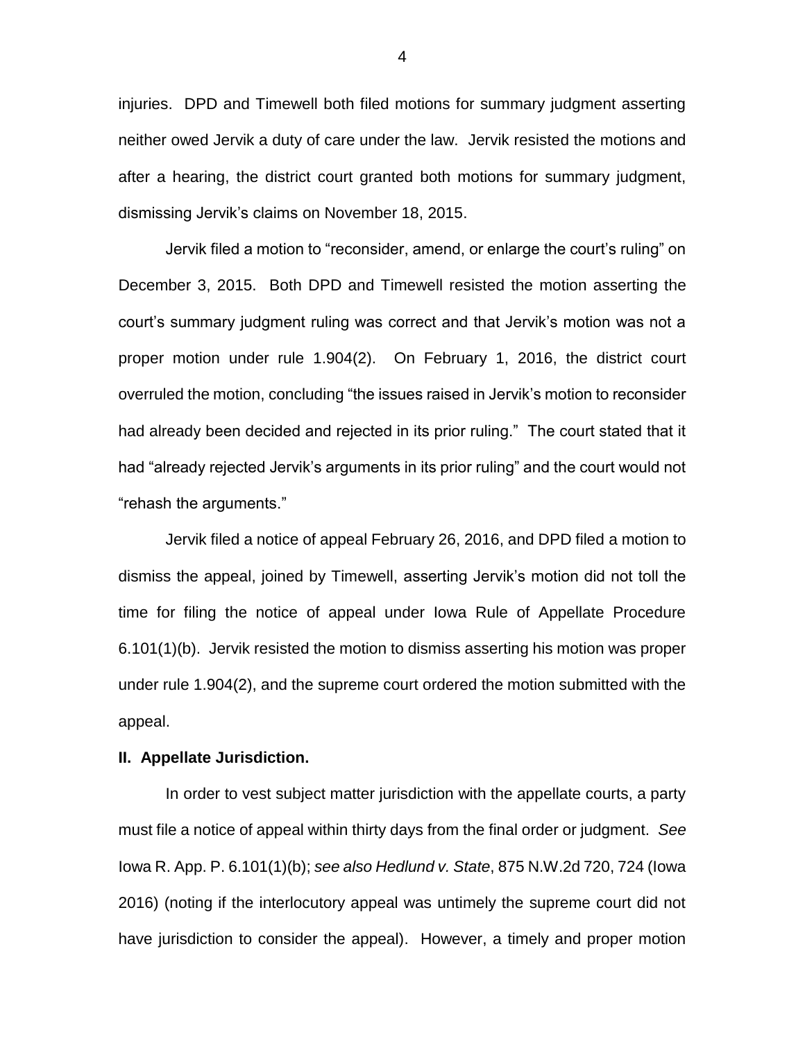injuries. DPD and Timewell both filed motions for summary judgment asserting neither owed Jervik a duty of care under the law. Jervik resisted the motions and after a hearing, the district court granted both motions for summary judgment, dismissing Jervik's claims on November 18, 2015.

Jervik filed a motion to "reconsider, amend, or enlarge the court's ruling" on December 3, 2015. Both DPD and Timewell resisted the motion asserting the court's summary judgment ruling was correct and that Jervik's motion was not a proper motion under rule 1.904(2). On February 1, 2016, the district court overruled the motion, concluding "the issues raised in Jervik's motion to reconsider had already been decided and rejected in its prior ruling." The court stated that it had "already rejected Jervik's arguments in its prior ruling" and the court would not "rehash the arguments."

Jervik filed a notice of appeal February 26, 2016, and DPD filed a motion to dismiss the appeal, joined by Timewell, asserting Jervik's motion did not toll the time for filing the notice of appeal under Iowa Rule of Appellate Procedure 6.101(1)(b). Jervik resisted the motion to dismiss asserting his motion was proper under rule 1.904(2), and the supreme court ordered the motion submitted with the appeal.

**II. Appellate Jurisdiction.**

In order to vest subject matter jurisdiction with the appellate courts, a party must file a notice of appeal within thirty days from the final order or judgment. *See* Iowa R. App. P. 6.101(1)(b); *see also Hedlund v. State*, 875 N.W.2d 720, 724 (Iowa 2016) (noting if the interlocutory appeal was untimely the supreme court did not have jurisdiction to consider the appeal). However, a timely and proper motion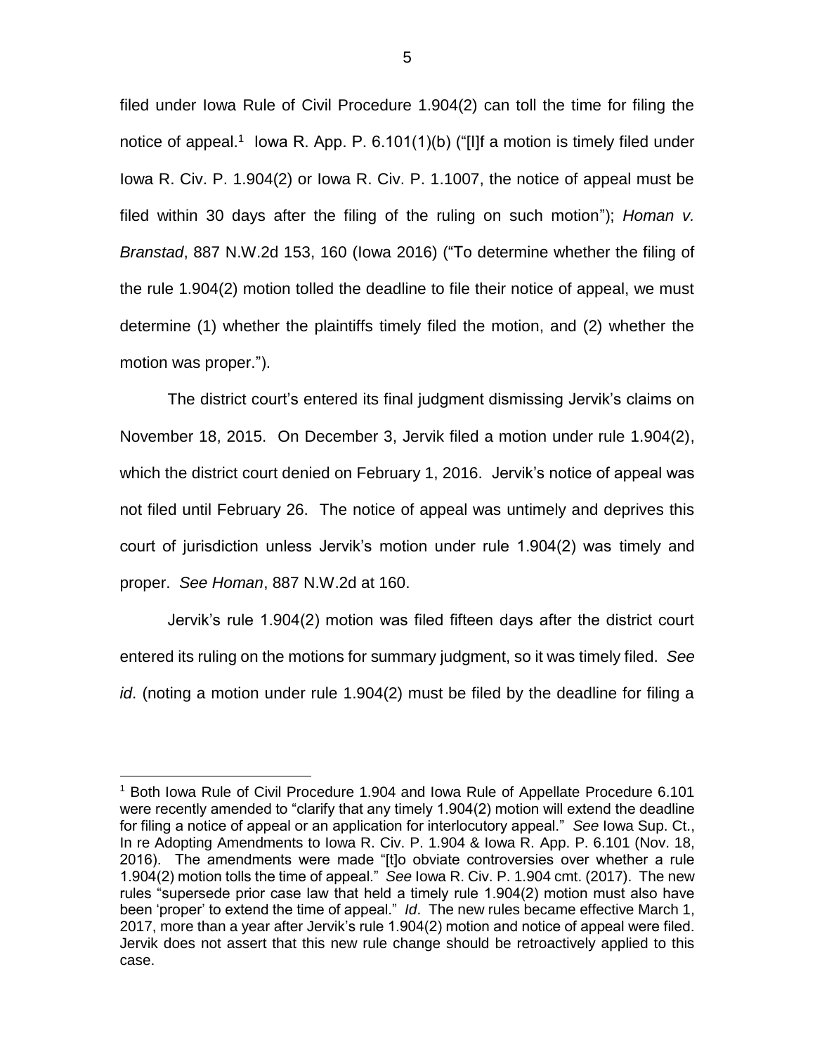filed under Iowa Rule of Civil Procedure 1.904(2) can toll the time for filing the notice of appeal.[1] Iowa R. App. P. 6.101(1)(b) ("[I]f a motion is timely filed under Iowa R. Civ. P. 1.904(2) or Iowa R. Civ. P. 1.1007, the notice of appeal must be filed within 30 days after the filing of the ruling on such motion"); *Homan v. Branstad*, 887 N.W.2d 153, 160 (Iowa 2016) ("To determine whether the filing of the rule 1.904(2) motion tolled the deadline to file their notice of appeal, we must determine (1) whether the plaintiffs timely filed the motion, and (2) whether the motion was proper.").

The district court's entered its final judgment dismissing Jervik's claims on November 18, 2015. On December 3, Jervik filed a motion under rule 1.904(2), which the district court denied on February 1, 2016. Jervik's notice of appeal was not filed until February 26. The notice of appeal was untimely and deprives this court of jurisdiction unless Jervik's motion under rule 1.904(2) was timely and proper. *See Homan*, 887 N.W.2d at 160.

Jervik's rule 1.904(2) motion was filed fifteen days after the district court entered its ruling on the motions for summary judgment, so it was timely filed. *See id*. (noting a motion under rule 1.904(2) must be filed by the deadline for filing a

---

[1] Both Iowa Rule of Civil Procedure 1.904 and Iowa Rule of Appellate Procedure 6.101 were recently amended to "clarify that any timely 1.904(2) motion will extend the deadline for filing a notice of appeal or an application for interlocutory appeal." *See* Iowa Sup. Ct., In re Adopting Amendments to Iowa R. Civ. P. 1.904 & Iowa R. App. P. 6.101 (Nov. 18, 2016). The amendments were made "[t]o obviate controversies over whether a rule 1.904(2) motion tolls the time of appeal." *See* Iowa R. Civ. P. 1.904 cmt. (2017). The new rules "supersede prior case law that held a timely rule 1.904(2) motion must also have been 'proper' to extend the time of appeal." *Id*. The new rules became effective March 1, 2017, more than a year after Jervik's rule 1.904(2) motion and notice of appeal were filed. Jervik does not assert that this new rule change should be retroactively applied to this case.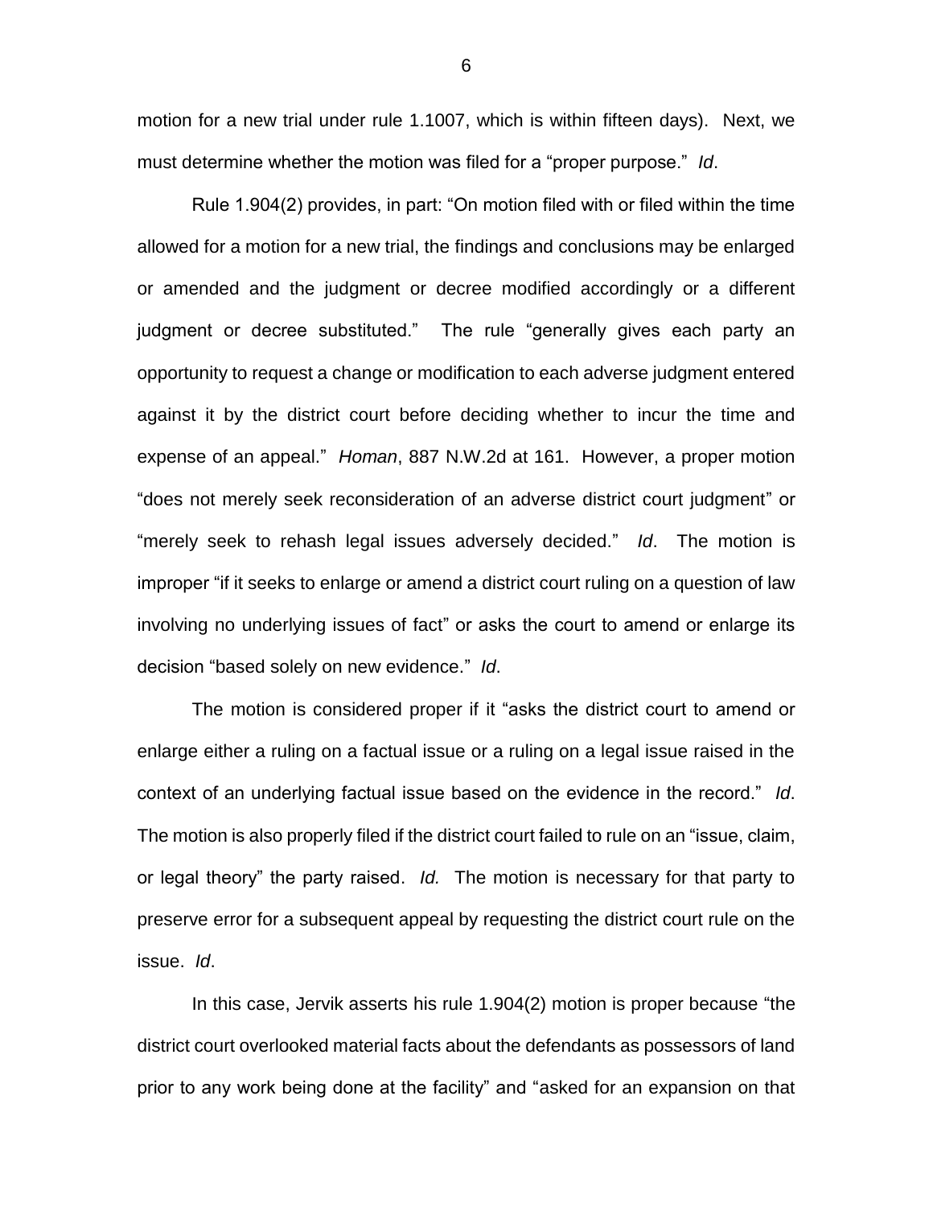motion for a new trial under rule 1.1007, which is within fifteen days). Next, we must determine whether the motion was filed for a "proper purpose." *Id*.

Rule 1.904(2) provides, in part: "On motion filed with or filed within the time allowed for a motion for a new trial, the findings and conclusions may be enlarged or amended and the judgment or decree modified accordingly or a different judgment or decree substituted." The rule "generally gives each party an opportunity to request a change or modification to each adverse judgment entered against it by the district court before deciding whether to incur the time and expense of an appeal." *Homan*, 887 N.W.2d at 161. However, a proper motion "does not merely seek reconsideration of an adverse district court judgment" or "merely seek to rehash legal issues adversely decided." *Id*. The motion is improper "if it seeks to enlarge or amend a district court ruling on a question of law involving no underlying issues of fact" or asks the court to amend or enlarge its decision "based solely on new evidence." *Id*.

The motion is considered proper if it "asks the district court to amend or enlarge either a ruling on a factual issue or a ruling on a legal issue raised in the context of an underlying factual issue based on the evidence in the record." *Id*. The motion is also properly filed if the district court failed to rule on an "issue, claim, or legal theory" the party raised. *Id.* The motion is necessary for that party to preserve error for a subsequent appeal by requesting the district court rule on the issue. *Id*.

In this case, Jervik asserts his rule 1.904(2) motion is proper because "the district court overlooked material facts about the defendants as possessors of land prior to any work being done at the facility" and "asked for an expansion on that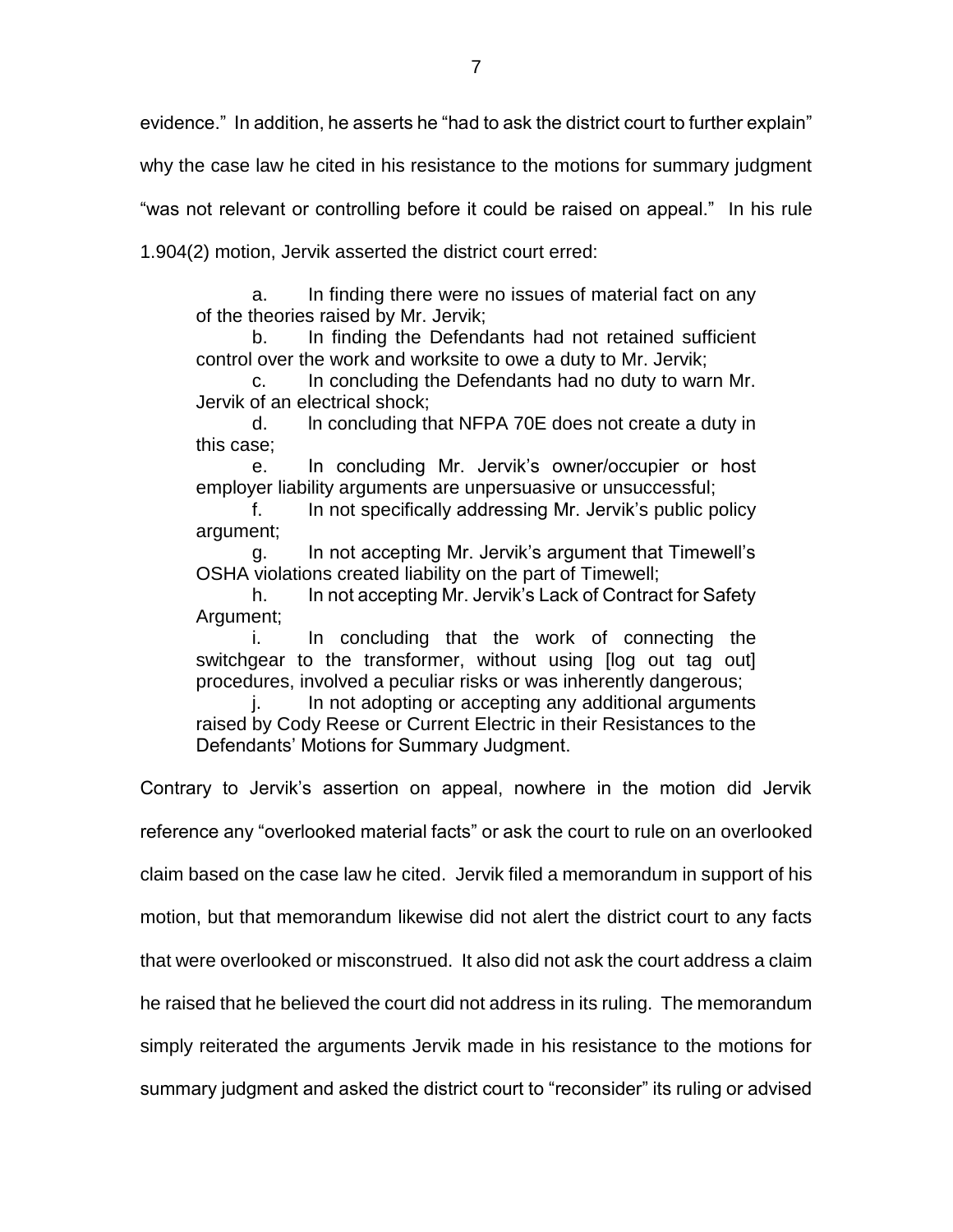evidence." In addition, he asserts he "had to ask the district court to further explain" why the case law he cited in his resistance to the motions for summary judgment "was not relevant or controlling before it could be raised on appeal." In his rule 1.904(2) motion, Jervik asserted the district court erred:

> a. In finding there were no issues of material fact on any of the theories raised by Mr. Jervik;
>
> b. In finding the Defendants had not retained sufficient control over the work and worksite to owe a duty to Mr. Jervik;
>
> c. In concluding the Defendants had no duty to warn Mr. Jervik of an electrical shock;
>
> d. In concluding that NFPA 70E does not create a duty in this case;
>
> e. In concluding Mr. Jervik's owner/occupier or host employer liability arguments are unpersuasive or unsuccessful;
>
> f. In not specifically addressing Mr. Jervik's public policy argument;
>
> g. In not accepting Mr. Jervik's argument that Timewell's OSHA violations created liability on the part of Timewell;
>
> h. In not accepting Mr. Jervik's Lack of Contract for Safety Argument;
>
> i. In concluding that the work of connecting the switchgear to the transformer, without using [log out tag out] procedures, involved a peculiar risks or was inherently dangerous;
>
> j. In not adopting or accepting any additional arguments raised by Cody Reese or Current Electric in their Resistances to the Defendants' Motions for Summary Judgment.

Contrary to Jervik's assertion on appeal, nowhere in the motion did Jervik reference any "overlooked material facts" or ask the court to rule on an overlooked claim based on the case law he cited. Jervik filed a memorandum in support of his motion, but that memorandum likewise did not alert the district court to any facts that were overlooked or misconstrued. It also did not ask the court address a claim he raised that he believed the court did not address in its ruling. The memorandum simply reiterated the arguments Jervik made in his resistance to the motions for summary judgment and asked the district court to "reconsider" its ruling or advised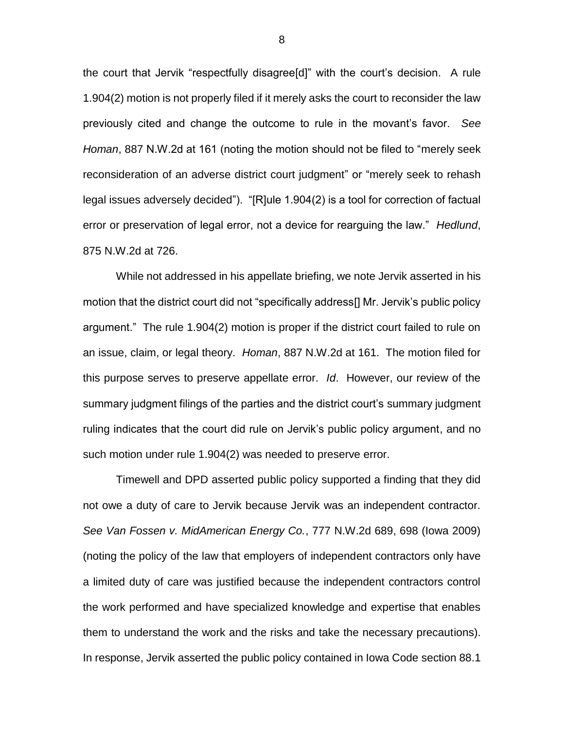the court that Jervik "respectfully disagree[d]" with the court's decision. A rule 1.904(2) motion is not properly filed if it merely asks the court to reconsider the law previously cited and change the outcome to rule in the movant's favor. *See Homan*, 887 N.W.2d at 161 (noting the motion should not be filed to "merely seek reconsideration of an adverse district court judgment" or "merely seek to rehash legal issues adversely decided"). "[R]ule 1.904(2) is a tool for correction of factual error or preservation of legal error, not a device for rearguing the law." *Hedlund*, 875 N.W.2d at 726.

While not addressed in his appellate briefing, we note Jervik asserted in his motion that the district court did not "specifically address[] Mr. Jervik's public policy argument." The rule 1.904(2) motion is proper if the district court failed to rule on an issue, claim, or legal theory. *Homan*, 887 N.W.2d at 161. The motion filed for this purpose serves to preserve appellate error. *Id*. However, our review of the summary judgment filings of the parties and the district court's summary judgment ruling indicates that the court did rule on Jervik's public policy argument, and no such motion under rule 1.904(2) was needed to preserve error.

Timewell and DPD asserted public policy supported a finding that they did not owe a duty of care to Jervik because Jervik was an independent contractor. *See Van Fossen v. MidAmerican Energy Co.*, 777 N.W.2d 689, 698 (Iowa 2009) (noting the policy of the law that employers of independent contractors only have a limited duty of care was justified because the independent contractors control the work performed and have specialized knowledge and expertise that enables them to understand the work and the risks and take the necessary precautions). In response, Jervik asserted the public policy contained in Iowa Code section 88.1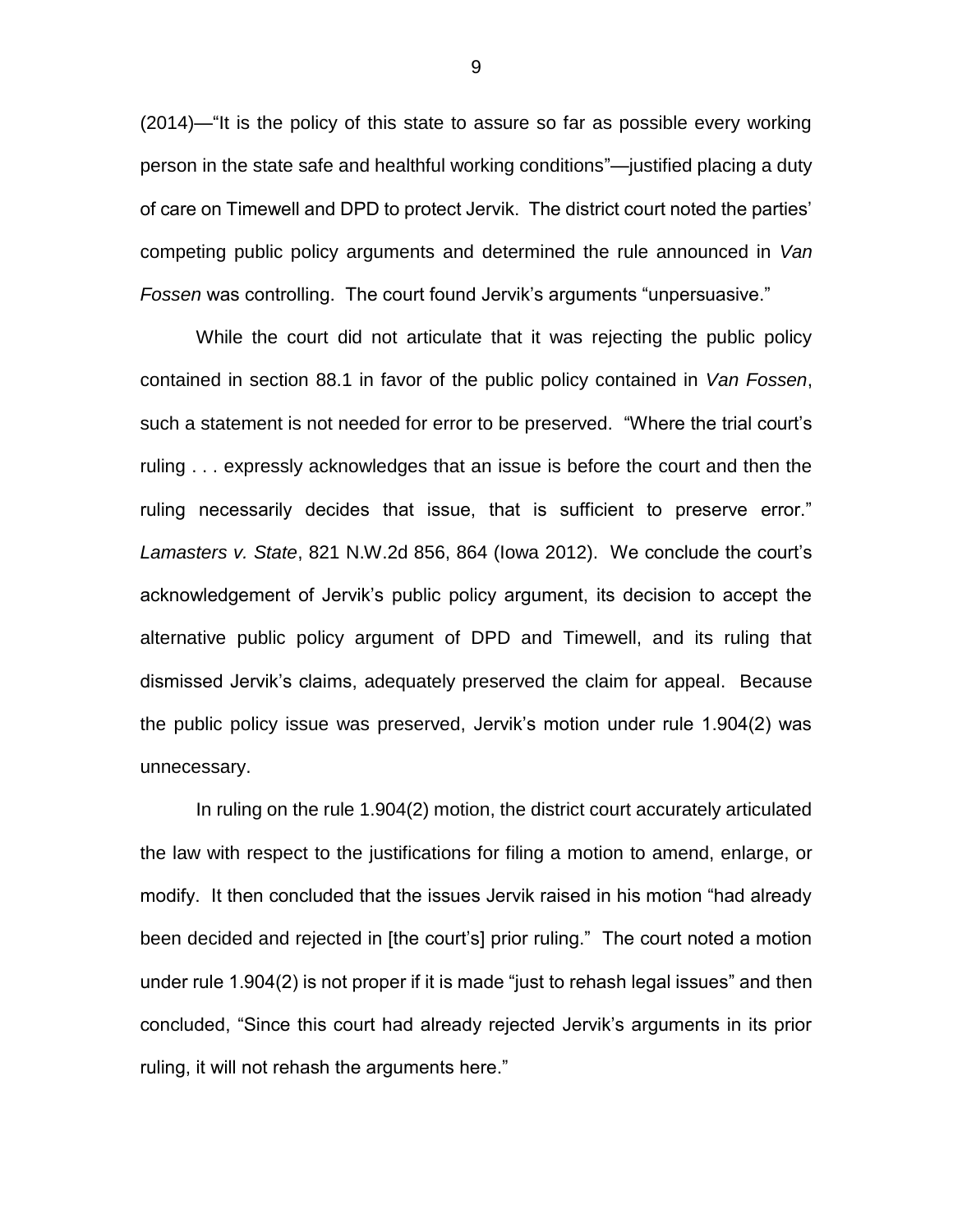(2014)—"It is the policy of this state to assure so far as possible every working person in the state safe and healthful working conditions"—justified placing a duty of care on Timewell and DPD to protect Jervik. The district court noted the parties' competing public policy arguments and determined the rule announced in *Van Fossen* was controlling. The court found Jervik's arguments "unpersuasive."

While the court did not articulate that it was rejecting the public policy contained in section 88.1 in favor of the public policy contained in *Van Fossen*, such a statement is not needed for error to be preserved. "Where the trial court's ruling . . . expressly acknowledges that an issue is before the court and then the ruling necessarily decides that issue, that is sufficient to preserve error." *Lamasters v. State*, 821 N.W.2d 856, 864 (Iowa 2012). We conclude the court's acknowledgement of Jervik's public policy argument, its decision to accept the alternative public policy argument of DPD and Timewell, and its ruling that dismissed Jervik's claims, adequately preserved the claim for appeal. Because the public policy issue was preserved, Jervik's motion under rule 1.904(2) was unnecessary.

In ruling on the rule 1.904(2) motion, the district court accurately articulated the law with respect to the justifications for filing a motion to amend, enlarge, or modify. It then concluded that the issues Jervik raised in his motion "had already been decided and rejected in [the court's] prior ruling." The court noted a motion under rule 1.904(2) is not proper if it is made "just to rehash legal issues" and then concluded, "Since this court had already rejected Jervik's arguments in its prior ruling, it will not rehash the arguments here."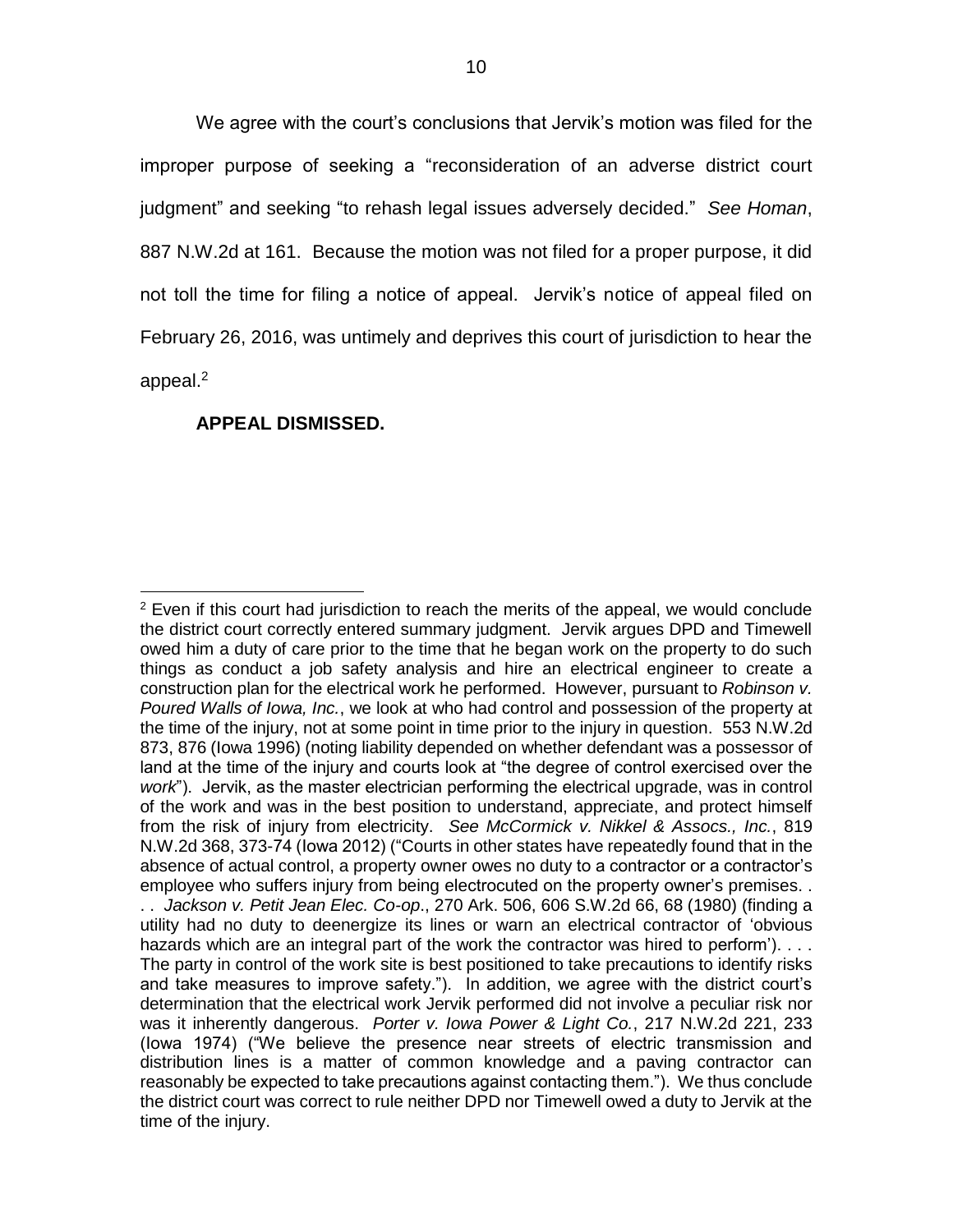We agree with the court's conclusions that Jervik's motion was filed for the improper purpose of seeking a "reconsideration of an adverse district court judgment" and seeking "to rehash legal issues adversely decided." *See Homan*, 887 N.W.2d at 161. Because the motion was not filed for a proper purpose, it did not toll the time for filing a notice of appeal. Jervik's notice of appeal filed on February 26, 2016, was untimely and deprives this court of jurisdiction to hear the appeal.[2]

**APPEAL DISMISSED.**

---

[2] Even if this court had jurisdiction to reach the merits of the appeal, we would conclude the district court correctly entered summary judgment. Jervik argues DPD and Timewell owed him a duty of care prior to the time that he began work on the property to do such things as conduct a job safety analysis and hire an electrical engineer to create a construction plan for the electrical work he performed. However, pursuant to *Robinson v. Poured Walls of Iowa, Inc.*, we look at who had control and possession of the property at the time of the injury, not at some point in time prior to the injury in question. 553 N.W.2d 873, 876 (Iowa 1996) (noting liability depended on whether defendant was a possessor of land at the time of the injury and courts look at "the degree of control exercised over the *work*"). Jervik, as the master electrician performing the electrical upgrade, was in control of the work and was in the best position to understand, appreciate, and protect himself from the risk of injury from electricity. *See McCormick v. Nikkel & Assocs., Inc.*, 819 N.W.2d 368, 373-74 (Iowa 2012) ("Courts in other states have repeatedly found that in the absence of actual control, a property owner owes no duty to a contractor or a contractor's employee who suffers injury from being electrocuted on the property owner's premises. . . . *Jackson v. Petit Jean Elec. Co-op*., 270 Ark. 506, 606 S.W.2d 66, 68 (1980) (finding a utility had no duty to deenergize its lines or warn an electrical contractor of 'obvious hazards which are an integral part of the work the contractor was hired to perform'). . . . The party in control of the work site is best positioned to take precautions to identify risks and take measures to improve safety."). In addition, we agree with the district court's determination that the electrical work Jervik performed did not involve a peculiar risk nor was it inherently dangerous. *Porter v. Iowa Power & Light Co.*, 217 N.W.2d 221, 233 (Iowa 1974) ("We believe the presence near streets of electric transmission and distribution lines is a matter of common knowledge and a paving contractor can reasonably be expected to take precautions against contacting them."). We thus conclude the district court was correct to rule neither DPD nor Timewell owed a duty to Jervik at the time of the injury.